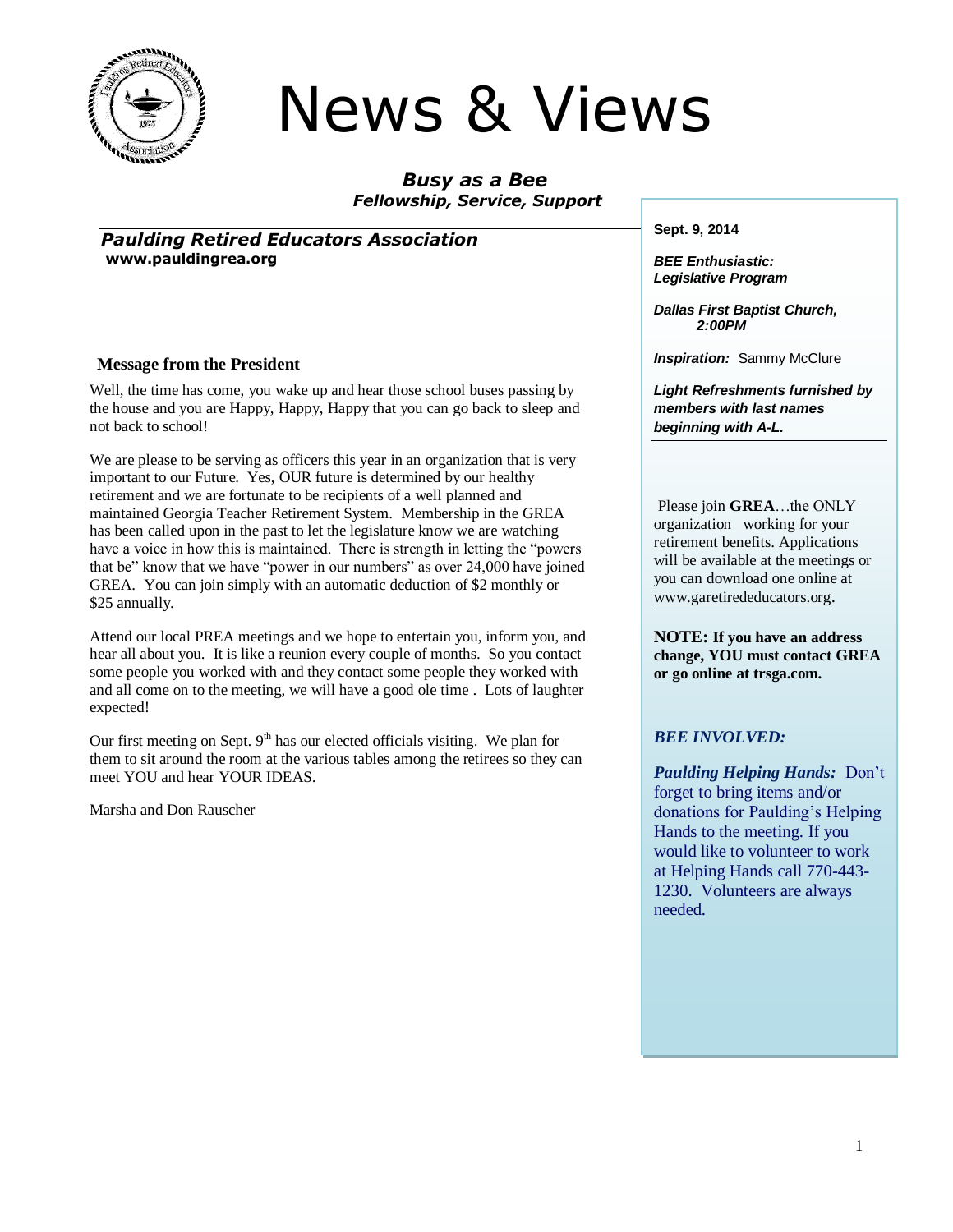# News & Views

***Busy as a Bee***
***Fellowship, Service, Support***

## *Paulding Retired Educators Association*

**www.pauldingrea.org**

### Message from the President

Well, the time has come, you wake up and hear those school buses passing by the house and you are Happy, Happy, Happy that you can go back to sleep and not back to school!

We are please to be serving as officers this year in an organization that is very important to our Future. Yes, OUR future is determined by our healthy retirement and we are fortunate to be recipients of a well planned and maintained Georgia Teacher Retirement System. Membership in the GREA has been called upon in the past to let the legislature know we are watching have a voice in how this is maintained. There is strength in letting the "powers that be" know that we have "power in our numbers" as over 24,000 have joined GREA. You can join simply with an automatic deduction of $2 monthly or $25 annually.

Attend our local PREA meetings and we hope to entertain you, inform you, and hear all about you. It is like a reunion every couple of months. So you contact some people you worked with and they contact some people they worked with and all come on to the meeting, we will have a good ole time . Lots of laughter expected!

Our first meeting on Sept. 9th has our elected officials visiting. We plan for them to sit around the room at the various tables among the retirees so they can meet YOU and hear YOUR IDEAS.

Marsha and Don Rauscher

---

**Sept. 9, 2014**

***BEE Enthusiastic: Legislative Program***

***Dallas First Baptist Church, 2:00PM***

***Inspiration:*** Sammy McClure

***Light Refreshments furnished by members with last names beginning with A-L.***

Please join **GREA**…the ONLY organization working for your retirement benefits. Applications will be available at the meetings or you can download one online at www.garetirededucators.org.

**NOTE: If you have an address change, YOU must contact GREA or go online at trsga.com.**

***BEE INVOLVED:***

***Paulding Helping Hands:*** Don't forget to bring items and/or donations for Paulding's Helping Hands to the meeting. If you would like to volunteer to work at Helping Hands call 770-443-1230. Volunteers are always needed.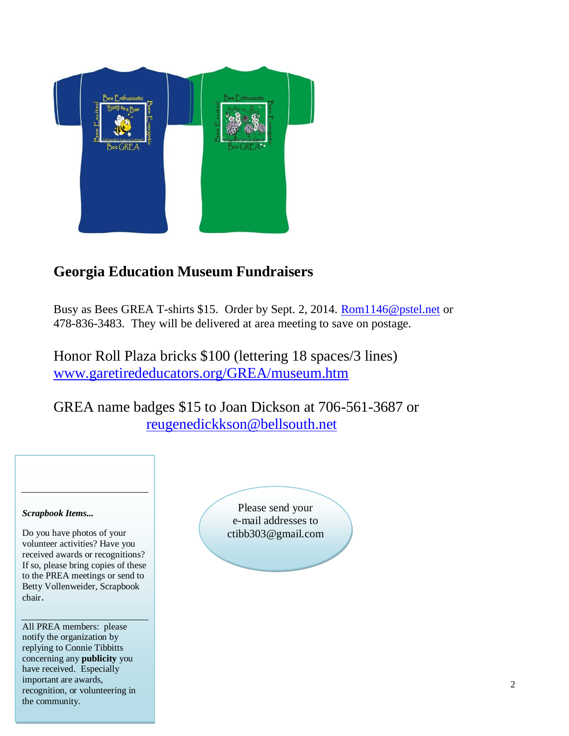## Georgia Education Museum Fundraisers

Busy as Bees GREA T-shirts $15. Order by Sept. 2, 2014. Rom1146@pstel.net or 478-836-3483. They will be delivered at area meeting to save on postage.

Honor Roll Plaza bricks $100 (lettering 18 spaces/3 lines)
www.garetirededucators.org/GREA/museum.htm

GREA name badges $15 to Joan Dickson at 706-561-3687 or reugenedickkson@bellsouth.net

***Scrapbook Items...***

Do you have photos of your volunteer activities? Have you received awards or recognitions? If so, please bring copies of these to the PREA meetings or send to Betty Vollenweider, Scrapbook chair.

All PREA members: please notify the organization by replying to Connie Tibbitts concerning any **publicity** you have received. Especially important are awards, recognition, or volunteering in the community.

Please send your e-mail addresses to ctibb303@gmail.com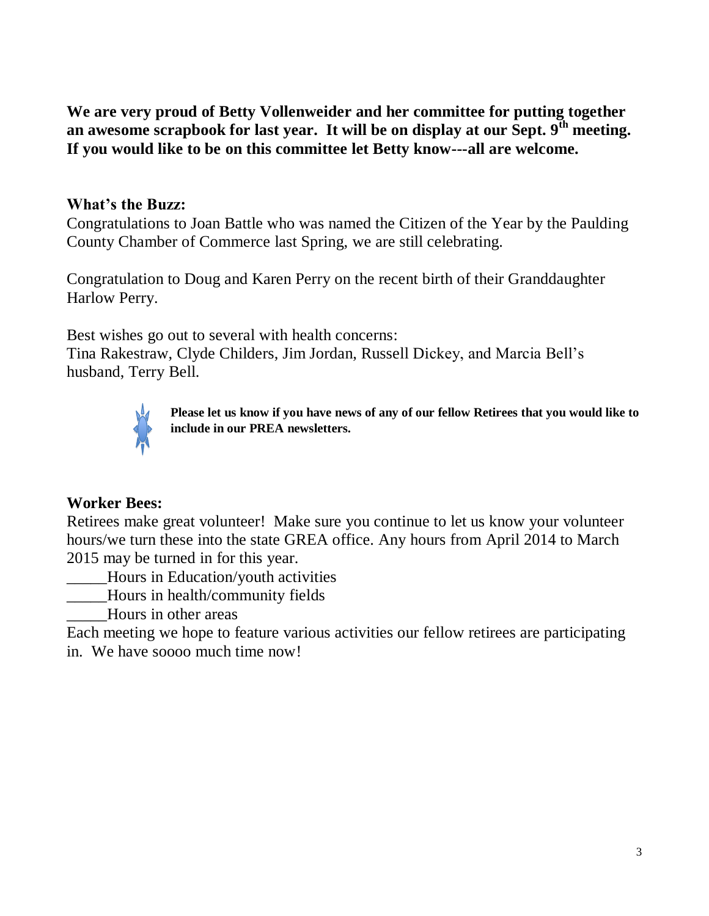**We are very proud of Betty Vollenweider and her committee for putting together an awesome scrapbook for last year. It will be on display at our Sept. 9th meeting. If you would like to be on this committee let Betty know---all are welcome.**

### What's the Buzz:

Congratulations to Joan Battle who was named the Citizen of the Year by the Paulding County Chamber of Commerce last Spring, we are still celebrating.

Congratulation to Doug and Karen Perry on the recent birth of their Granddaughter Harlow Perry.

Best wishes go out to several with health concerns:
Tina Rakestraw, Clyde Childers, Jim Jordan, Russell Dickey, and Marcia Bell's husband, Terry Bell.

**Please let us know if you have news of any of our fellow Retirees that you would like to include in our PREA newsletters.**

### Worker Bees:

Retirees make great volunteer! Make sure you continue to let us know your volunteer hours/we turn these into the state GREA office. Any hours from April 2014 to March 2015 may be turned in for this year.

_____Hours in Education/youth activities
_____Hours in health/community fields
_____Hours in other areas

Each meeting we hope to feature various activities our fellow retirees are participating in. We have soooo much time now!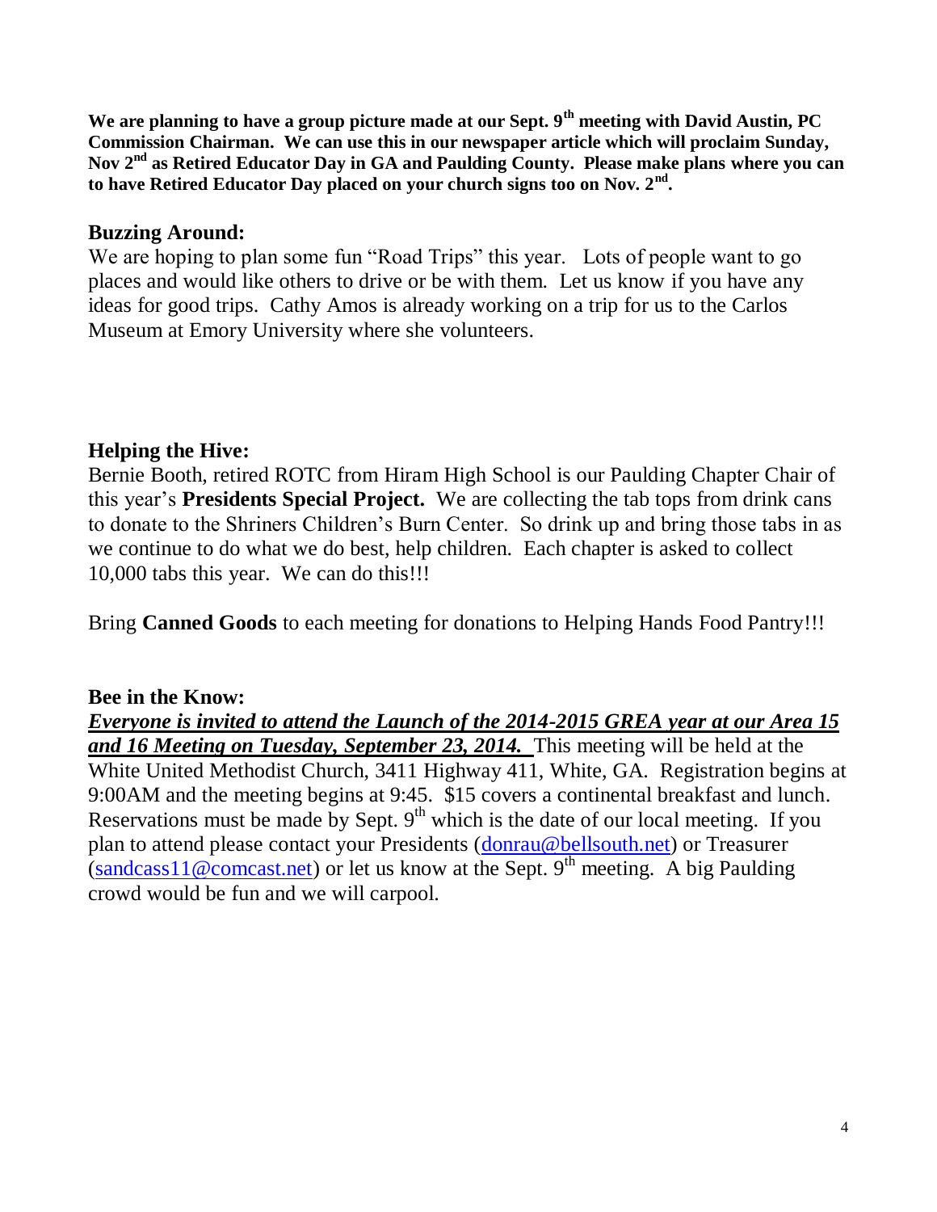**We are planning to have a group picture made at our Sept. 9th meeting with David Austin, PC Commission Chairman. We can use this in our newspaper article which will proclaim Sunday, Nov 2nd as Retired Educator Day in GA and Paulding County. Please make plans where you can to have Retired Educator Day placed on your church signs too on Nov. 2nd.**

## Buzzing Around:

We are hoping to plan some fun "Road Trips" this year. Lots of people want to go places and would like others to drive or be with them. Let us know if you have any ideas for good trips. Cathy Amos is already working on a trip for us to the Carlos Museum at Emory University where she volunteers.

## Helping the Hive:

Bernie Booth, retired ROTC from Hiram High School is our Paulding Chapter Chair of this year's **Presidents Special Project.** We are collecting the tab tops from drink cans to donate to the Shriners Children's Burn Center. So drink up and bring those tabs in as we continue to do what we do best, help children. Each chapter is asked to collect 10,000 tabs this year. We can do this!!!

Bring **Canned Goods** to each meeting for donations to Helping Hands Food Pantry!!!

## Bee in the Know:

***Everyone is invited to attend the Launch of the 2014-2015 GREA year at our Area 15 and 16 Meeting on Tuesday, September 23, 2014.*** This meeting will be held at the White United Methodist Church, 3411 Highway 411, White, GA. Registration begins at 9:00AM and the meeting begins at 9:45. $15 covers a continental breakfast and lunch. Reservations must be made by Sept. 9th which is the date of our local meeting. If you plan to attend please contact your Presidents (donrau@bellsouth.net) or Treasurer (sandcass11@comcast.net) or let us know at the Sept. 9th meeting. A big Paulding crowd would be fun and we will carpool.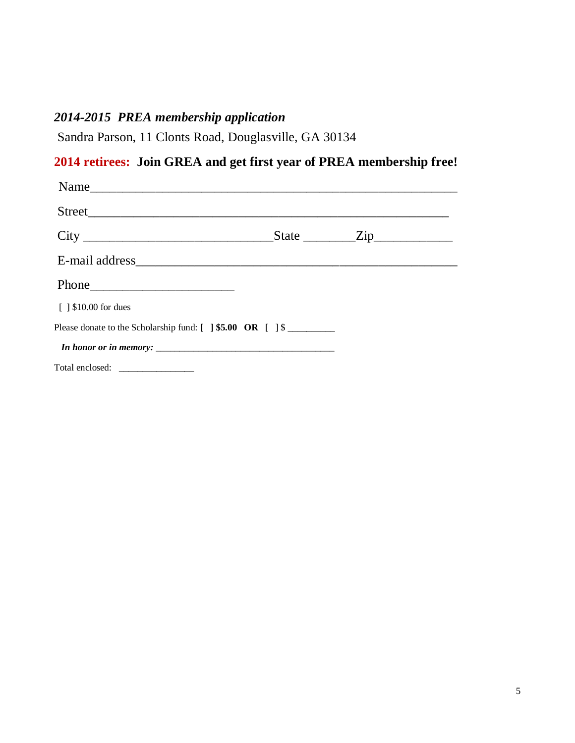## *2014-2015 PREA membership application*

Sandra Parson, 11 Clonts Road, Douglasville, GA 30134

**2014 retirees: Join GREA and get first year of PREA membership free!**

Name_______________________________________________________

Street______________________________________________________

City _____________________________State ________Zip____________

E-mail address_______________________________________________

Phone______________________

[ ] $10.00 for dues

Please donate to the Scholarship fund: **[ ] $5.00 OR** [ ] $ __________

***In honor or in memory:*** ______________________________________

Total enclosed: ________________